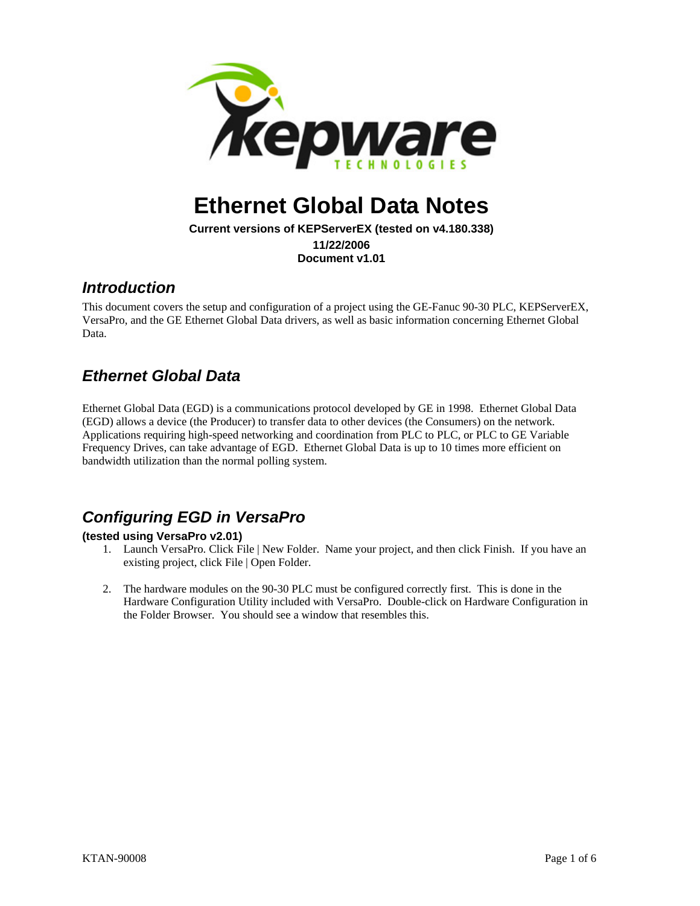# Ethernet Global Data Notes

**Current versions of KEPServerEX (tested on v4.180.338)**

**11/22/2006**

**Document v1.01**

## *Introduction*

This document covers the setup and configuration of a project using the GE-Fanuc 90-30 PLC, KEPServerEX, VersaPro, and the GE Ethernet Global Data drivers, as well as basic information concerning Ethernet Global Data.

## *Ethernet Global Data*

Ethernet Global Data (EGD) is a communications protocol developed by GE in 1998. Ethernet Global Data (EGD) allows a device (the Producer) to transfer data to other devices (the Consumers) on the network. Applications requiring high-speed networking and coordination from PLC to PLC, or PLC to GE Variable Frequency Drives, can take advantage of EGD. Ethernet Global Data is up to 10 times more efficient on bandwidth utilization than the normal polling system.

## *Configuring EGD in VersaPro*

**(tested using VersaPro v2.01)**

1. Launch VersaPro. Click File | New Folder. Name your project, and then click Finish. If you have an existing project, click File | Open Folder.

2. The hardware modules on the 90-30 PLC must be configured correctly first. This is done in the Hardware Configuration Utility included with VersaPro. Double-click on Hardware Configuration in the Folder Browser. You should see a window that resembles this.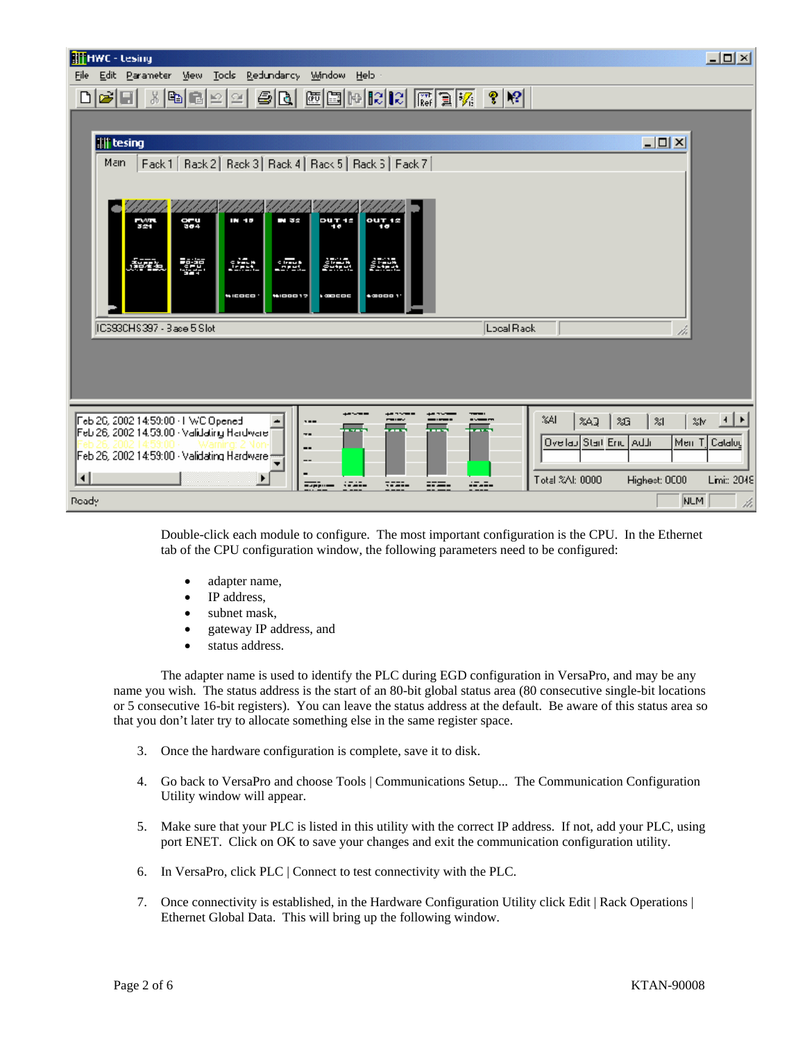Double-click each module to configure. The most important configuration is the CPU. In the Ethernet tab of the CPU configuration window, the following parameters need to be configured:

- adapter name,
- IP address,
- subnet mask,
- gateway IP address, and
- status address.

The adapter name is used to identify the PLC during EGD configuration in VersaPro, and may be any name you wish. The status address is the start of an 80-bit global status area (80 consecutive single-bit locations or 5 consecutive 16-bit registers). You can leave the status address at the default. Be aware of this status area so that you don't later try to allocate something else in the same register space.

3. Once the hardware configuration is complete, save it to disk.

4. Go back to VersaPro and choose Tools | Communications Setup... The Communication Configuration Utility window will appear.

5. Make sure that your PLC is listed in this utility with the correct IP address. If not, add your PLC, using port ENET. Click on OK to save your changes and exit the communication configuration utility.

6. In VersaPro, click PLC | Connect to test connectivity with the PLC.

7. Once connectivity is established, in the Hardware Configuration Utility click Edit | Rack Operations | Ethernet Global Data. This will bring up the following window.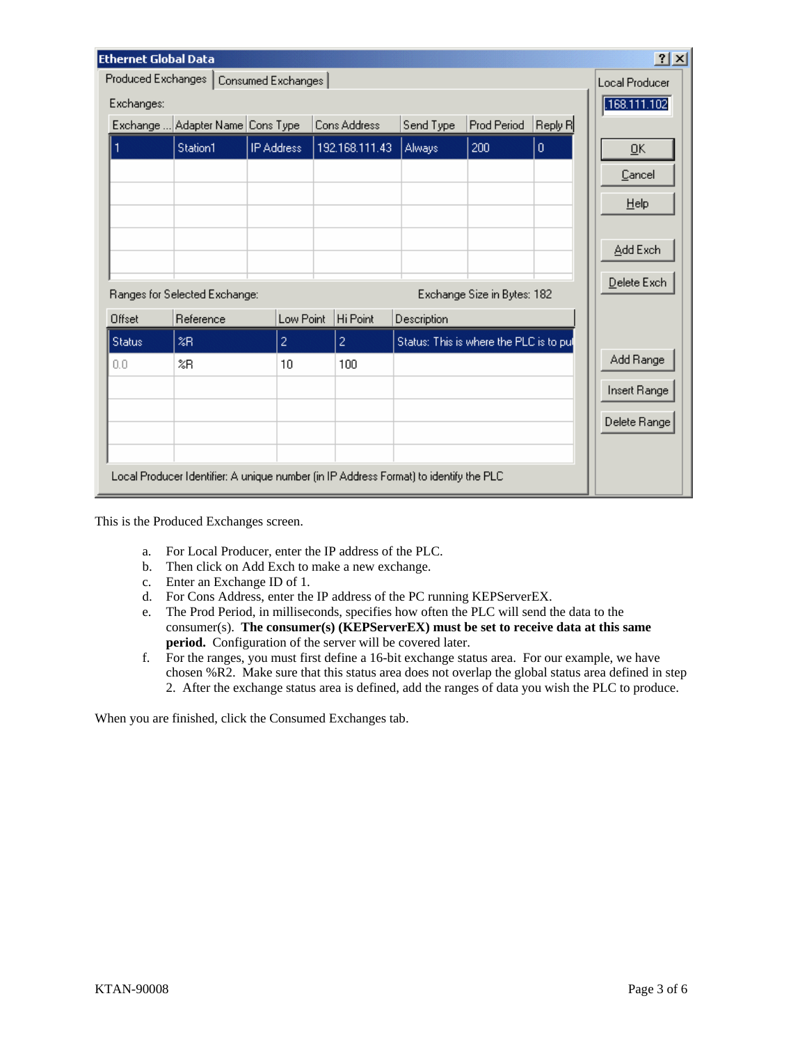This is the Produced Exchanges screen.

a. For Local Producer, enter the IP address of the PLC.
b. Then click on Add Exch to make a new exchange.
c. Enter an Exchange ID of 1.
d. For Cons Address, enter the IP address of the PC running KEPServerEX.
e. The Prod Period, in milliseconds, specifies how often the PLC will send the data to the consumer(s). **The consumer(s) (KEPServerEX) must be set to receive data at this same period.** Configuration of the server will be covered later.
f. For the ranges, you must first define a 16-bit exchange status area. For our example, we have chosen %R2. Make sure that this status area does not overlap the global status area defined in step 2. After the exchange status area is defined, add the ranges of data you wish the PLC to produce.

When you are finished, click the Consumed Exchanges tab.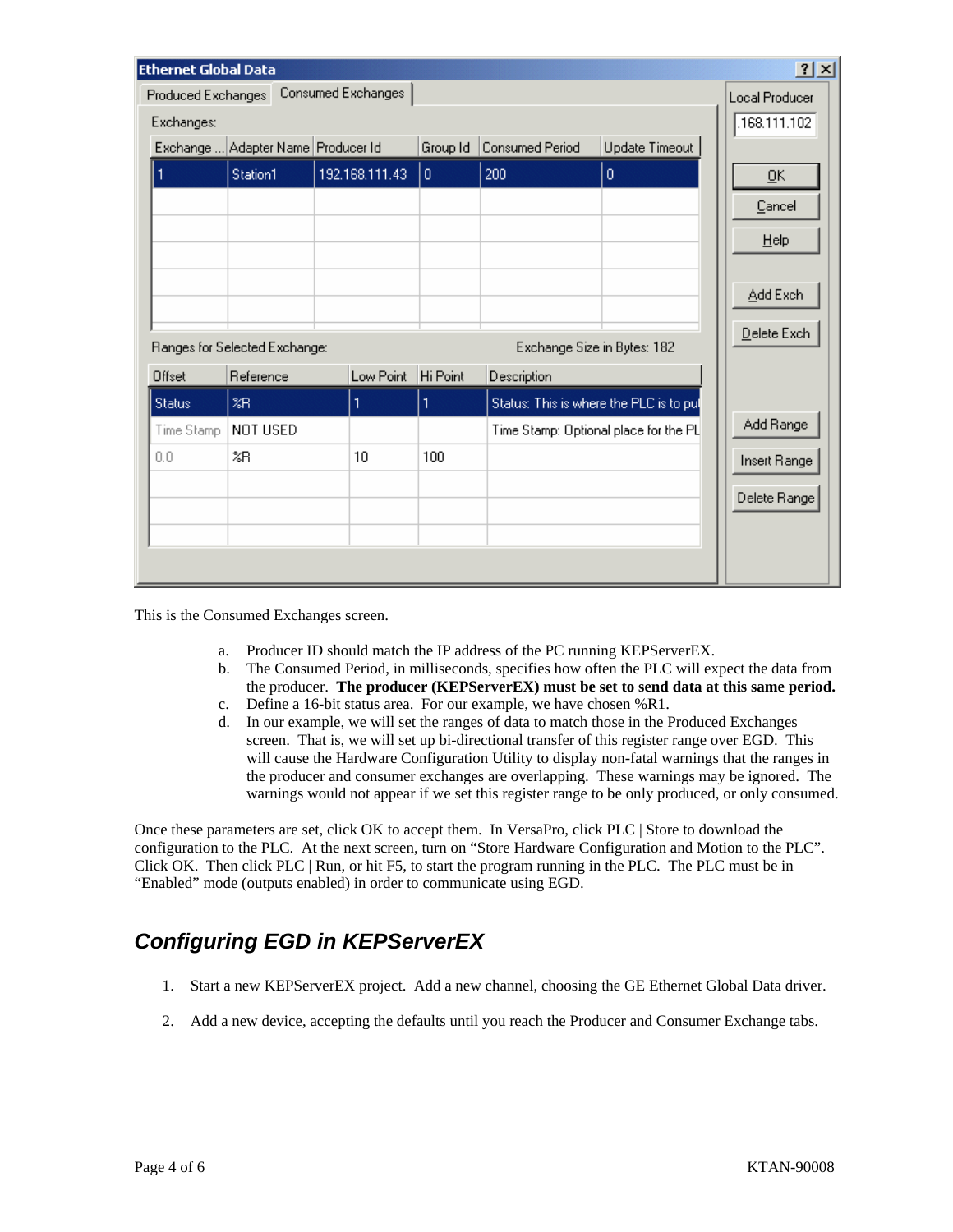**Ethernet Global Data**

Produced Exchanges | Consumed Exchanges

Local Producer: .168.111.102

Exchanges:

| Exchange ... | Adapter Name | Producer Id | Group Id | Consumed Period | Update Timeout |
|---|---|---|---|---|---|
| 1 | Station1 | 192.168.111.43 | 0 | 200 | 0 |

Ranges for Selected Exchange: Exchange Size in Bytes: 182

| Offset | Reference | Low Point | Hi Point | Description |
|---|---|---|---|---|
| Status | %R | 1 | 1 | Status: This is where the PLC is to pu |
| Time Stamp | NOT USED | | | Time Stamp: Optional place for the PL |
| 0.0 | %R | 10 | 100 | |

OK | Cancel | Help | Add Exch | Delete Exch | Add Range | Insert Range | Delete Range

This is the Consumed Exchanges screen.

a. Producer ID should match the IP address of the PC running KEPServerEX.
b. The Consumed Period, in milliseconds, specifies how often the PLC will expect the data from the producer. **The producer (KEPServerEX) must be set to send data at this same period.**
c. Define a 16-bit status area. For our example, we have chosen %R1.
d. In our example, we will set the ranges of data to match those in the Produced Exchanges screen. That is, we will set up bi-directional transfer of this register range over EGD. This will cause the Hardware Configuration Utility to display non-fatal warnings that the ranges in the producer and consumer exchanges are overlapping. These warnings may be ignored. The warnings would not appear if we set this register range to be only produced, or only consumed.

Once these parameters are set, click OK to accept them. In VersaPro, click PLC | Store to download the configuration to the PLC. At the next screen, turn on "Store Hardware Configuration and Motion to the PLC". Click OK. Then click PLC | Run, or hit F5, to start the program running in the PLC. The PLC must be in "Enabled" mode (outputs enabled) in order to communicate using EGD.

## *Configuring EGD in KEPServerEX*

1. Start a new KEPServerEX project. Add a new channel, choosing the GE Ethernet Global Data driver.

2. Add a new device, accepting the defaults until you reach the Producer and Consumer Exchange tabs.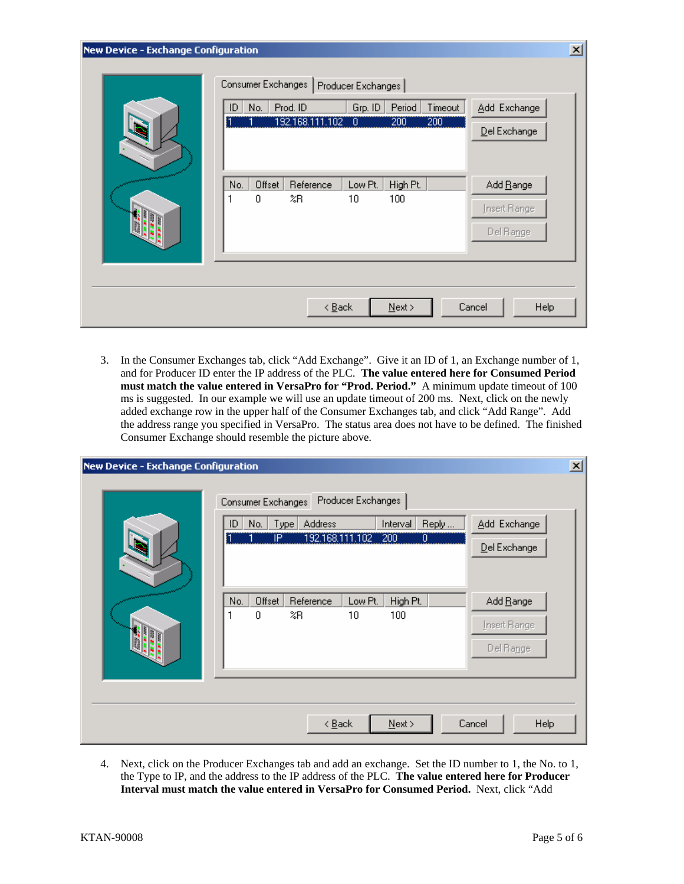3. In the Consumer Exchanges tab, click "Add Exchange". Give it an ID of 1, an Exchange number of 1, and for Producer ID enter the IP address of the PLC. **The value entered here for Consumed Period must match the value entered in VersaPro for "Prod. Period."** A minimum update timeout of 100 ms is suggested. In our example we will use an update timeout of 200 ms. Next, click on the newly added exchange row in the upper half of the Consumer Exchanges tab, and click "Add Range". Add the address range you specified in VersaPro. The status area does not have to be defined. The finished Consumer Exchange should resemble the picture above.

4. Next, click on the Producer Exchanges tab and add an exchange. Set the ID number to 1, the No. to 1, the Type to IP, and the address to the IP address of the PLC. **The value entered here for Producer Interval must match the value entered in VersaPro for Consumed Period.** Next, click "Add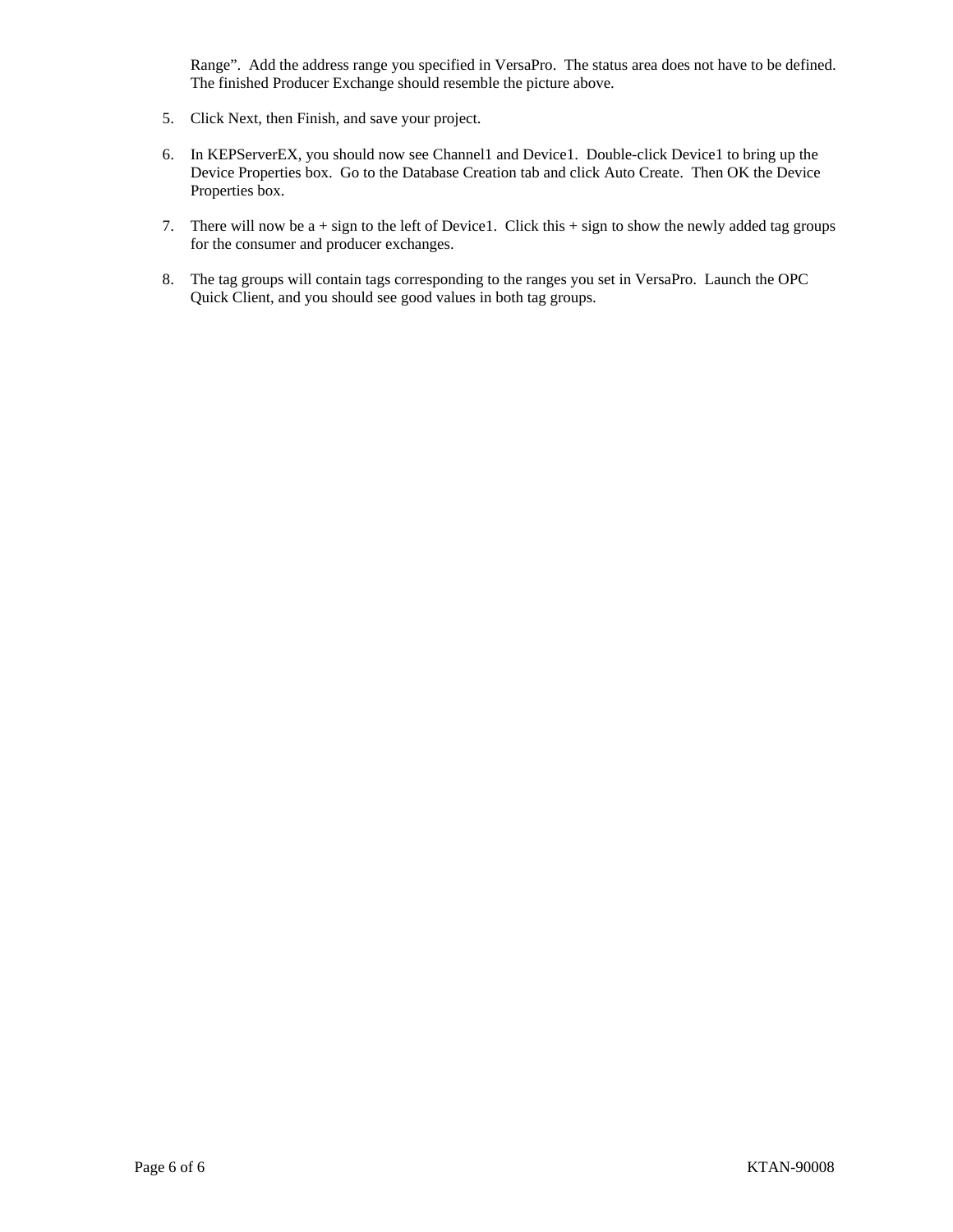Range". Add the address range you specified in VersaPro. The status area does not have to be defined. The finished Producer Exchange should resemble the picture above.

5. Click Next, then Finish, and save your project.

6. In KEPServerEX, you should now see Channel1 and Device1. Double-click Device1 to bring up the Device Properties box. Go to the Database Creation tab and click Auto Create. Then OK the Device Properties box.

7. There will now be a + sign to the left of Device1. Click this + sign to show the newly added tag groups for the consumer and producer exchanges.

8. The tag groups will contain tags corresponding to the ranges you set in VersaPro. Launch the OPC Quick Client, and you should see good values in both tag groups.